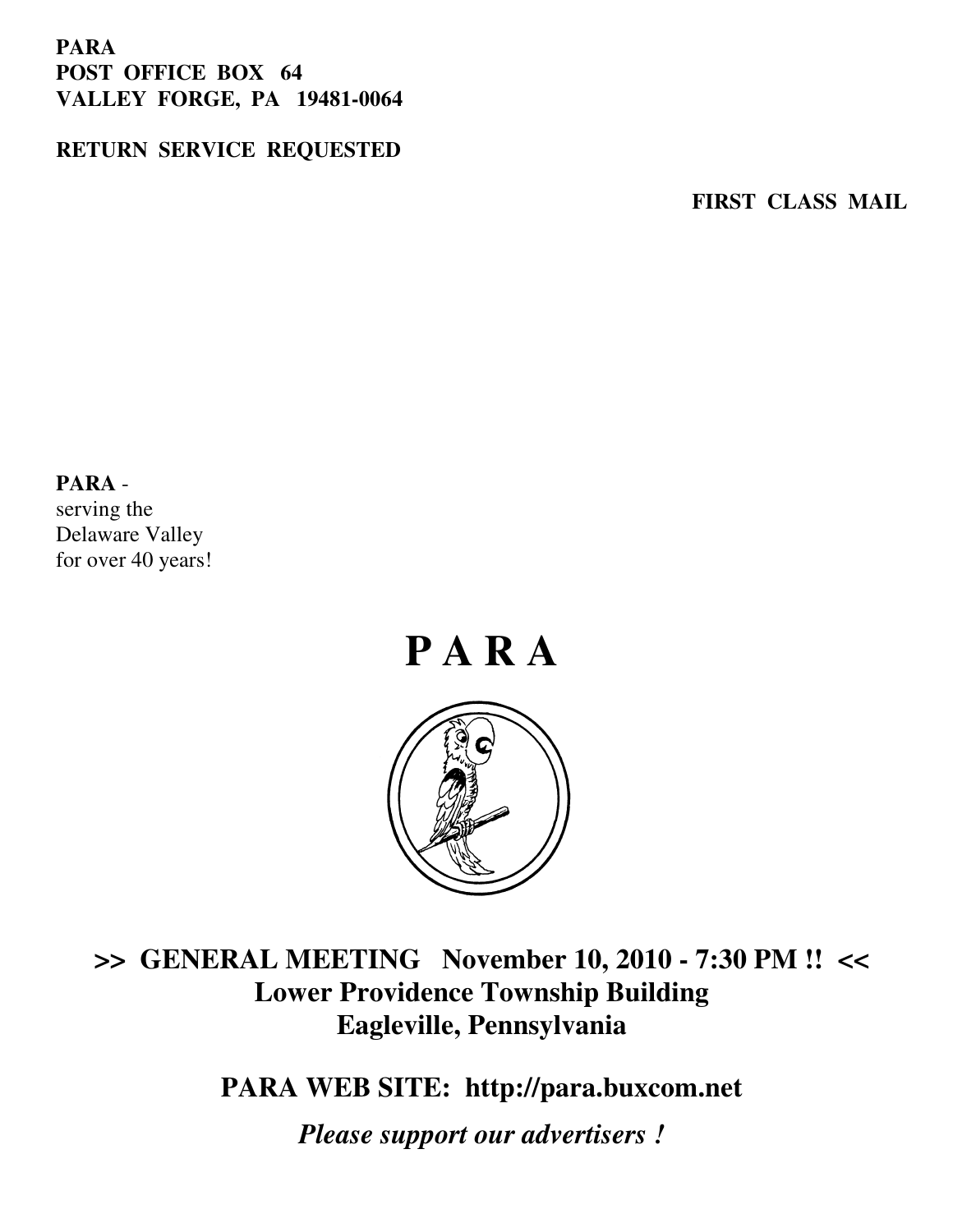**PARA**
**POST OFFICE BOX 64**
**VALLEY FORGE, PA 19481-0064**

**RETURN SERVICE REQUESTED**

**FIRST CLASS MAIL**

**PARA** -
serving the
Delaware Valley
for over 40 years!

# P A R A

## >> GENERAL MEETING November 10, 2010 - 7:30 PM !! <<

## Lower Providence Township Building
## Eagleville, Pennsylvania

## PARA WEB SITE: http://para.buxcom.net

***Please support our advertisers !***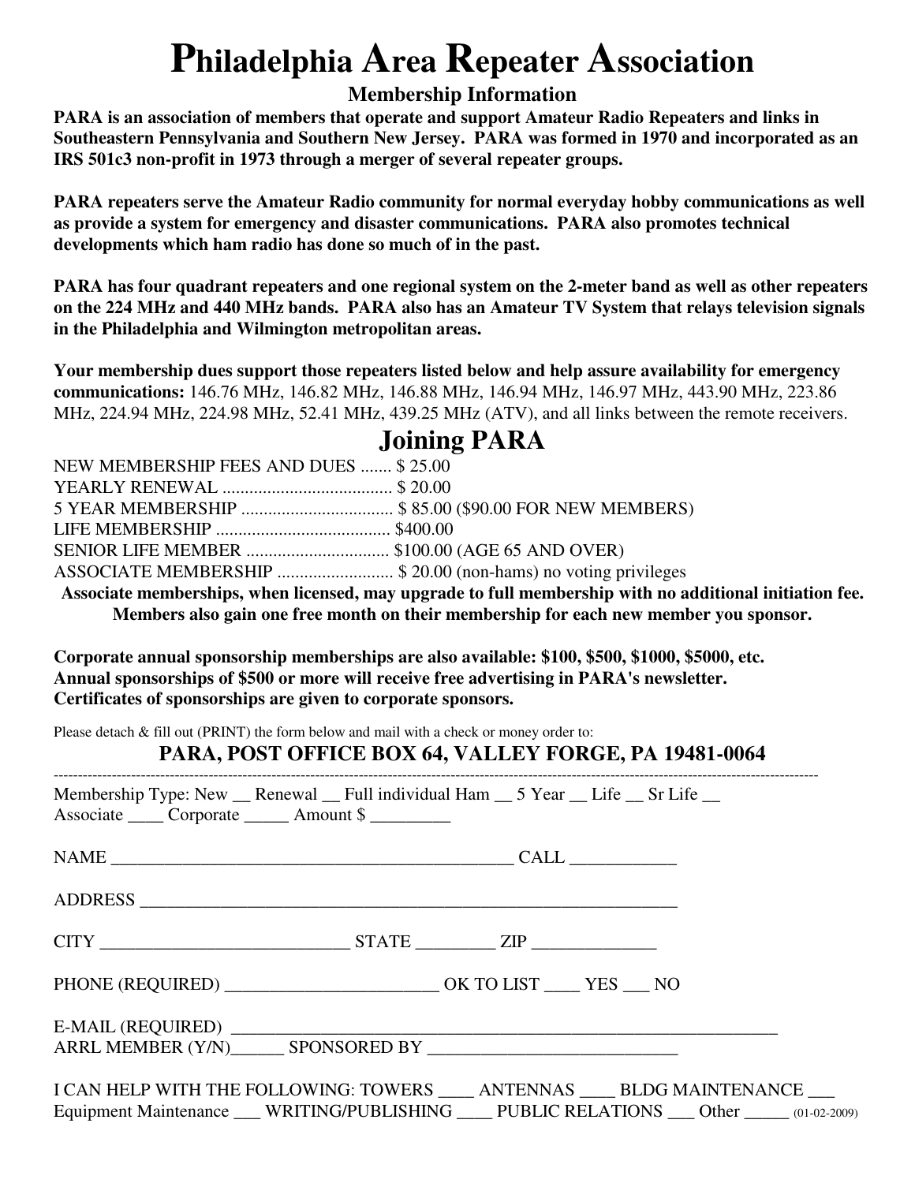# Philadelphia Area Repeater Association

## Membership Information

**PARA is an association of members that operate and support Amateur Radio Repeaters and links in Southeastern Pennsylvania and Southern New Jersey. PARA was formed in 1970 and incorporated as an IRS 501c3 non-profit in 1973 through a merger of several repeater groups.**

**PARA repeaters serve the Amateur Radio community for normal everyday hobby communications as well as provide a system for emergency and disaster communications. PARA also promotes technical developments which ham radio has done so much of in the past.**

**PARA has four quadrant repeaters and one regional system on the 2-meter band as well as other repeaters on the 224 MHz and 440 MHz bands. PARA also has an Amateur TV System that relays television signals in the Philadelphia and Wilmington metropolitan areas.**

**Your membership dues support those repeaters listed below and help assure availability for emergency communications:** 146.76 MHz, 146.82 MHz, 146.88 MHz, 146.94 MHz, 146.97 MHz, 443.90 MHz, 223.86 MHz, 224.94 MHz, 224.98 MHz, 52.41 MHz, 439.25 MHz (ATV), and all links between the remote receivers.

## Joining PARA

NEW MEMBERSHIP FEES AND DUES ....... $ 25.00
YEARLY RENEWAL ...................................... $ 20.00
5 YEAR MEMBERSHIP .................................. $ 85.00 ($90.00 FOR NEW MEMBERS)
LIFE MEMBERSHIP ....................................... $400.00
SENIOR LIFE MEMBER ................................ $100.00 (AGE 65 AND OVER)
ASSOCIATE MEMBERSHIP .......................... $ 20.00 (non-hams) no voting privileges

**Associate memberships, when licensed, may upgrade to full membership with no additional initiation fee. Members also gain one free month on their membership for each new member you sponsor.**

**Corporate annual sponsorship memberships are also available: $100, $500, $1000, $5000, etc.**
**Annual sponsorships of $500 or more will receive free advertising in PARA's newsletter.**
**Certificates of sponsorships are given to corporate sponsors.**

Please detach & fill out (PRINT) the form below and mail with a check or money order to:

**PARA, POST OFFICE BOX 64, VALLEY FORGE, PA 19481-0064**

---

Membership Type: New __ Renewal __ Full individual Ham __ 5 Year __ Life __ Sr Life __
Associate ____ Corporate _____ Amount $ _________

NAME _____________________________________________ CALL ___________

ADDRESS ____________________________________________________________

CITY ____________________________ STATE _________ ZIP _____________

PHONE (REQUIRED) _______________________ OK TO LIST ____ YES ___ NO

E-MAIL (REQUIRED) _____________________________________________________________
ARRL MEMBER (Y/N)______ SPONSORED BY ___________________________

I CAN HELP WITH THE FOLLOWING: TOWERS ____ ANTENNAS ____ BLDG MAINTENANCE ___
Equipment Maintenance ___ WRITING/PUBLISHING ____ PUBLIC RELATIONS ___ Other _____ (01-02-2009)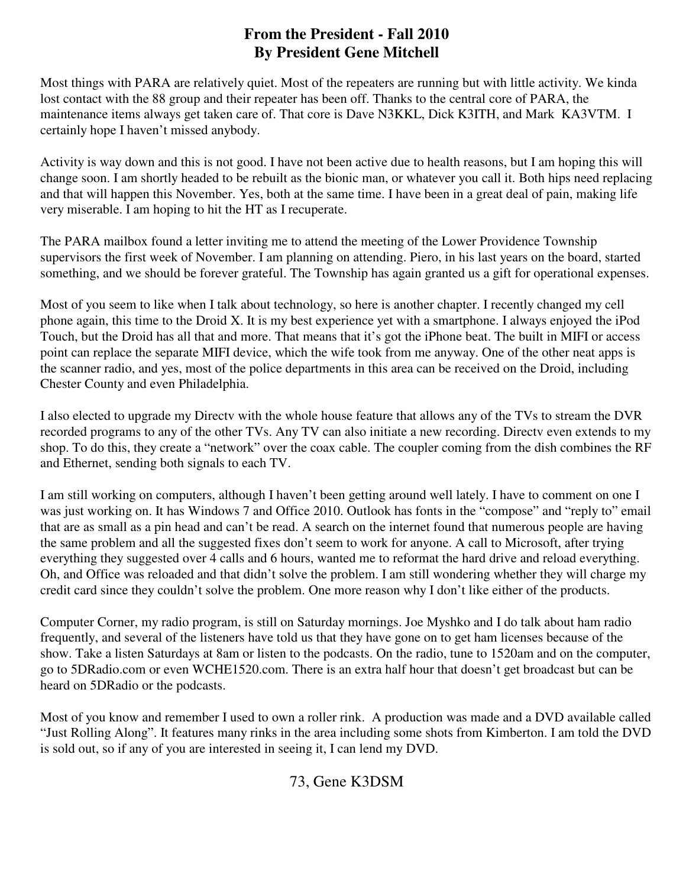# From the President - Fall 2010
## By President Gene Mitchell

Most things with PARA are relatively quiet. Most of the repeaters are running but with little activity. We kinda lost contact with the 88 group and their repeater has been off. Thanks to the central core of PARA, the maintenance items always get taken care of. That core is Dave N3KKL, Dick K3ITH, and Mark KA3VTM. I certainly hope I haven't missed anybody.

Activity is way down and this is not good. I have not been active due to health reasons, but I am hoping this will change soon. I am shortly headed to be rebuilt as the bionic man, or whatever you call it. Both hips need replacing and that will happen this November. Yes, both at the same time. I have been in a great deal of pain, making life very miserable. I am hoping to hit the HT as I recuperate.

The PARA mailbox found a letter inviting me to attend the meeting of the Lower Providence Township supervisors the first week of November. I am planning on attending. Piero, in his last years on the board, started something, and we should be forever grateful. The Township has again granted us a gift for operational expenses.

Most of you seem to like when I talk about technology, so here is another chapter. I recently changed my cell phone again, this time to the Droid X. It is my best experience yet with a smartphone. I always enjoyed the iPod Touch, but the Droid has all that and more. That means that it's got the iPhone beat. The built in MIFI or access point can replace the separate MIFI device, which the wife took from me anyway. One of the other neat apps is the scanner radio, and yes, most of the police departments in this area can be received on the Droid, including Chester County and even Philadelphia.

I also elected to upgrade my Directv with the whole house feature that allows any of the TVs to stream the DVR recorded programs to any of the other TVs. Any TV can also initiate a new recording. Directv even extends to my shop. To do this, they create a "network" over the coax cable. The coupler coming from the dish combines the RF and Ethernet, sending both signals to each TV.

I am still working on computers, although I haven't been getting around well lately. I have to comment on one I was just working on. It has Windows 7 and Office 2010. Outlook has fonts in the "compose" and "reply to" email that are as small as a pin head and can't be read. A search on the internet found that numerous people are having the same problem and all the suggested fixes don't seem to work for anyone. A call to Microsoft, after trying everything they suggested over 4 calls and 6 hours, wanted me to reformat the hard drive and reload everything. Oh, and Office was reloaded and that didn't solve the problem. I am still wondering whether they will charge my credit card since they couldn't solve the problem. One more reason why I don't like either of the products.

Computer Corner, my radio program, is still on Saturday mornings. Joe Myshko and I do talk about ham radio frequently, and several of the listeners have told us that they have gone on to get ham licenses because of the show. Take a listen Saturdays at 8am or listen to the podcasts. On the radio, tune to 1520am and on the computer, go to 5DRadio.com or even WCHE1520.com. There is an extra half hour that doesn't get broadcast but can be heard on 5DRadio or the podcasts.

Most of you know and remember I used to own a roller rink. A production was made and a DVD available called "Just Rolling Along". It features many rinks in the area including some shots from Kimberton. I am told the DVD is sold out, so if any of you are interested in seeing it, I can lend my DVD.

73, Gene K3DSM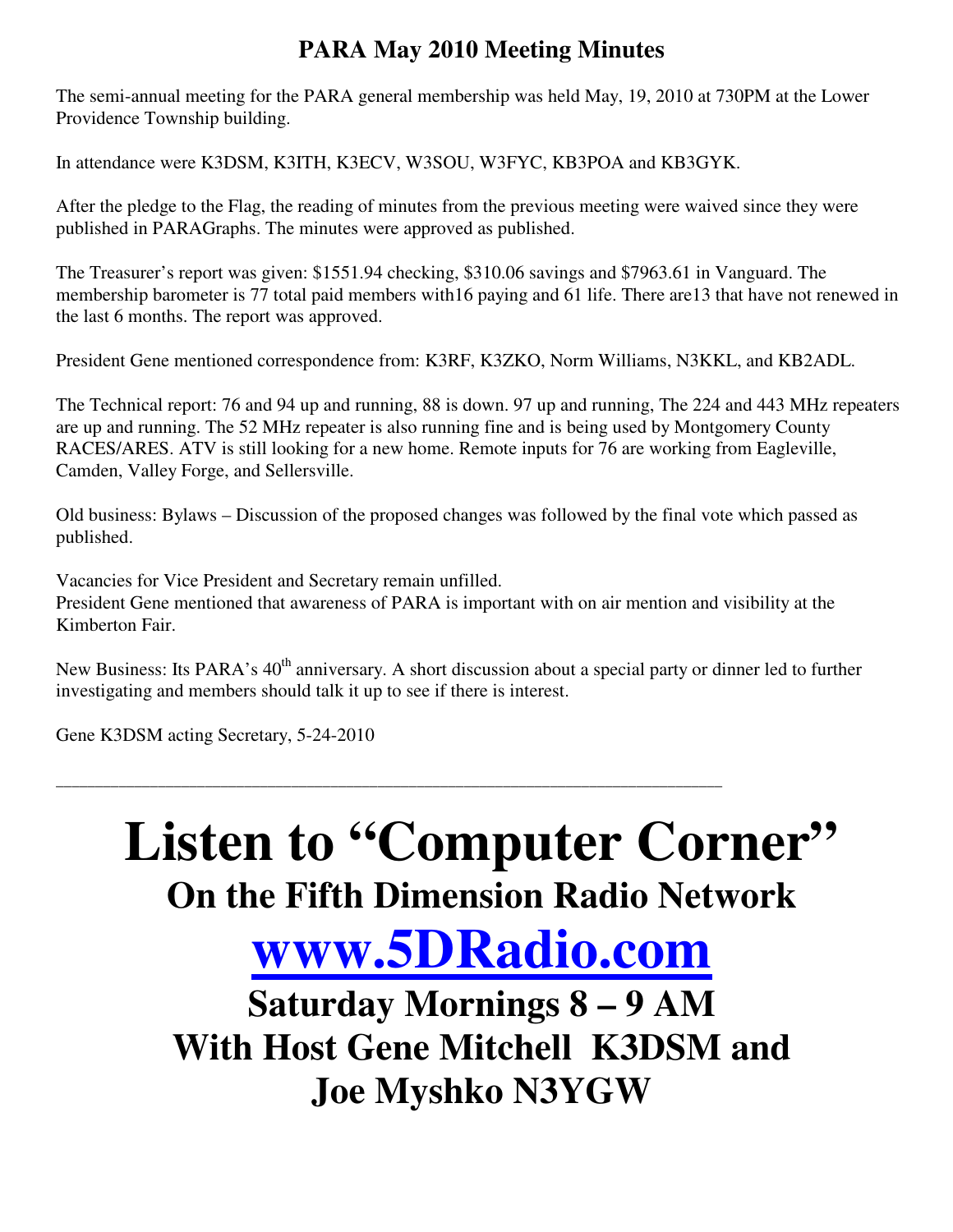## PARA May 2010 Meeting Minutes

The semi-annual meeting for the PARA general membership was held May, 19, 2010 at 730PM at the Lower Providence Township building.

In attendance were K3DSM, K3ITH, K3ECV, W3SOU, W3FYC, KB3POA and KB3GYK.

After the pledge to the Flag, the reading of minutes from the previous meeting were waived since they were published in PARAGraphs. The minutes were approved as published.

The Treasurer's report was given: $1551.94 checking, $310.06 savings and $7963.61 in Vanguard. The membership barometer is 77 total paid members with16 paying and 61 life. There are13 that have not renewed in the last 6 months. The report was approved.

President Gene mentioned correspondence from: K3RF, K3ZKO, Norm Williams, N3KKL, and KB2ADL.

The Technical report: 76 and 94 up and running, 88 is down. 97 up and running, The 224 and 443 MHz repeaters are up and running. The 52 MHz repeater is also running fine and is being used by Montgomery County RACES/ARES. ATV is still looking for a new home. Remote inputs for 76 are working from Eagleville, Camden, Valley Forge, and Sellersville.

Old business: Bylaws – Discussion of the proposed changes was followed by the final vote which passed as published.

Vacancies for Vice President and Secretary remain unfilled.
President Gene mentioned that awareness of PARA is important with on air mention and visibility at the Kimberton Fair.

New Business: Its PARA's 40th anniversary. A short discussion about a special party or dinner led to further investigating and members should talk it up to see if there is interest.

Gene K3DSM acting Secretary, 5-24-2010

---

# Listen to "Computer Corner"

## On the Fifth Dimension Radio Network

# [www.5DRadio.com](http://www.5DRadio.com)

## Saturday Mornings 8 – 9 AM

## With Host Gene Mitchell K3DSM and Joe Myshko N3YGW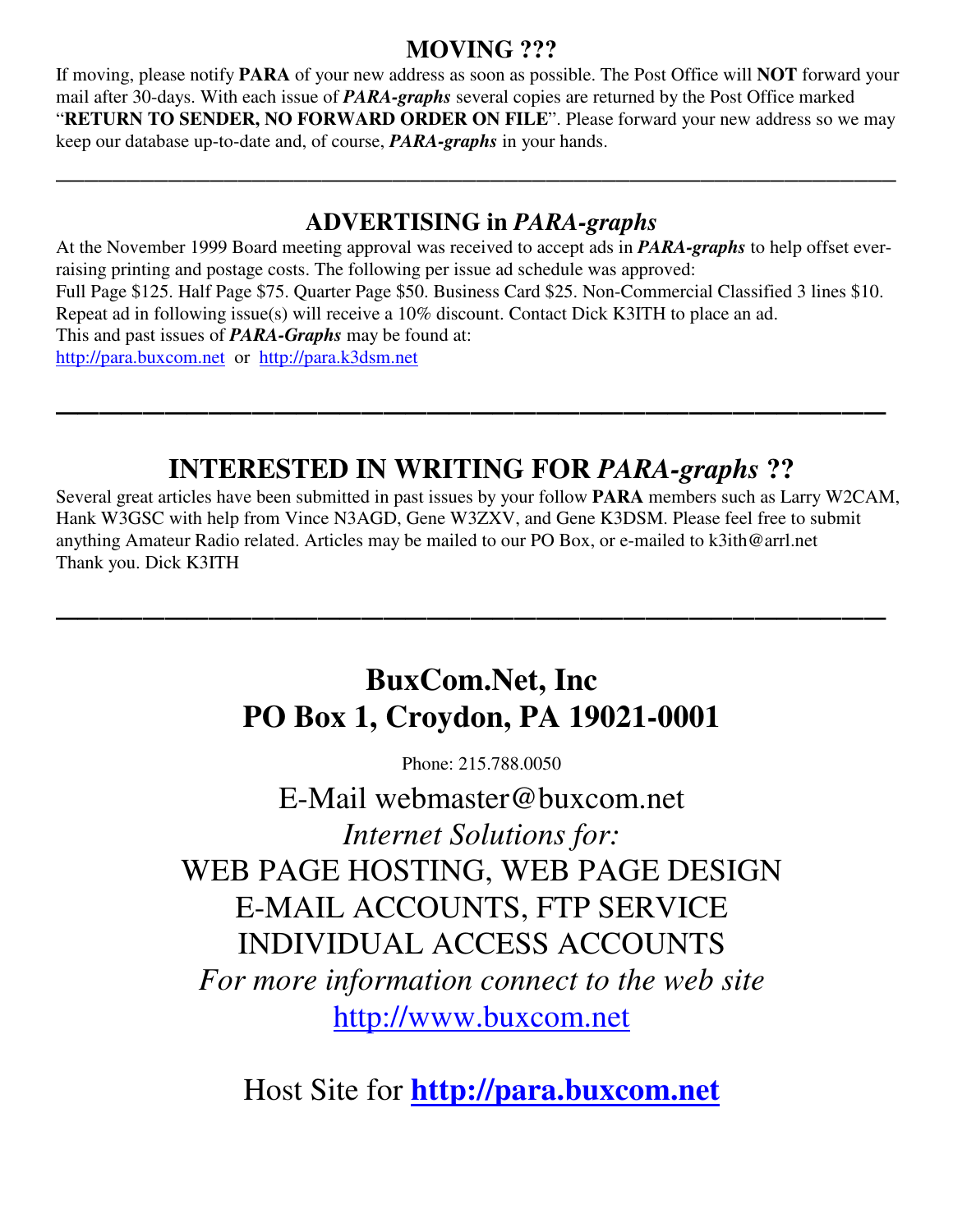## MOVING ???

If moving, please notify **PARA** of your new address as soon as possible. The Post Office will **NOT** forward your mail after 30-days. With each issue of ***PARA-graphs*** several copies are returned by the Post Office marked "**RETURN TO SENDER, NO FORWARD ORDER ON FILE**". Please forward your new address so we may keep our database up-to-date and, of course, ***PARA-graphs*** in your hands.

---

## ADVERTISING in *PARA-graphs*

At the November 1999 Board meeting approval was received to accept ads in ***PARA-graphs*** to help offset ever-raising printing and postage costs. The following per issue ad schedule was approved:
Full Page $125. Half Page $75. Quarter Page $50. Business Card $25. Non-Commercial Classified 3 lines $10.
Repeat ad in following issue(s) will receive a 10% discount. Contact Dick K3ITH to place an ad.
This and past issues of ***PARA-Graphs*** may be found at:
http://para.buxcom.net or http://para.k3dsm.net

---

## INTERESTED IN WRITING FOR *PARA-graphs* ??

Several great articles have been submitted in past issues by your follow **PARA** members such as Larry W2CAM, Hank W3GSC with help from Vince N3AGD, Gene W3ZXV, and Gene K3DSM. Please feel free to submit anything Amateur Radio related. Articles may be mailed to our PO Box, or e-mailed to k3ith@arrl.net
Thank you. Dick K3ITH

---

# BuxCom.Net, Inc
# PO Box 1, Croydon, PA 19021-0001

Phone: 215.788.0050

E-Mail webmaster@buxcom.net

*Internet Solutions for:*

WEB PAGE HOSTING, WEB PAGE DESIGN
E-MAIL ACCOUNTS, FTP SERVICE
INDIVIDUAL ACCESS ACCOUNTS

*For more information connect to the web site*

http://www.buxcom.net

Host Site for **http://para.buxcom.net**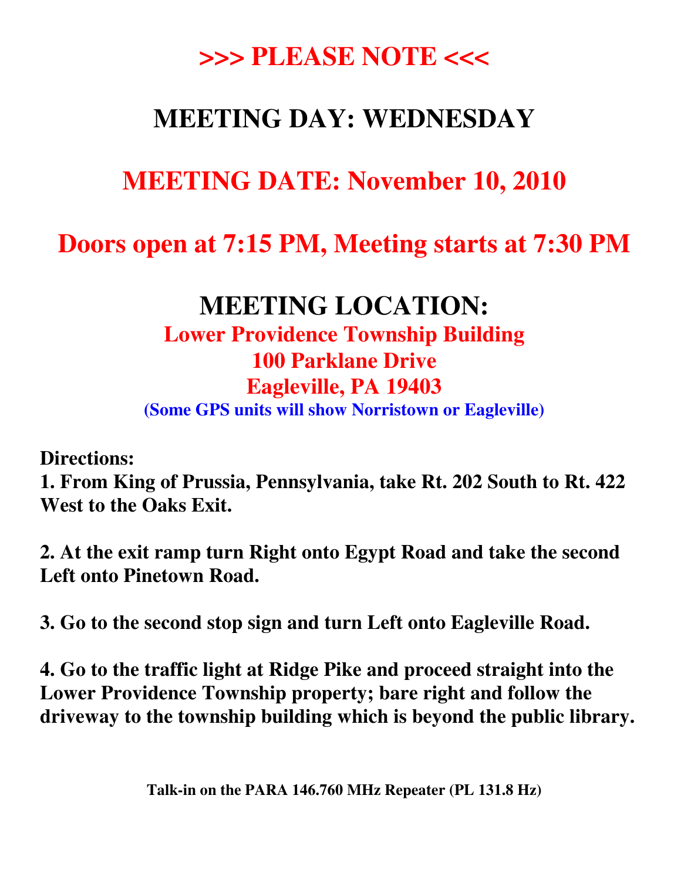# >>> PLEASE NOTE <<<

## MEETING DAY: WEDNESDAY

## MEETING DATE: November 10, 2010

## Doors open at 7:15 PM, Meeting starts at 7:30 PM

## MEETING LOCATION:

**Lower Providence Township Building**
**100 Parklane Drive**
**Eagleville, PA 19403**
**(Some GPS units will show Norristown or Eagleville)**

**Directions:**

**1. From King of Prussia, Pennsylvania, take Rt. 202 South to Rt. 422 West to the Oaks Exit.**

**2. At the exit ramp turn Right onto Egypt Road and take the second Left onto Pinetown Road.**

**3. Go to the second stop sign and turn Left onto Eagleville Road.**

**4. Go to the traffic light at Ridge Pike and proceed straight into the Lower Providence Township property; bare right and follow the driveway to the township building which is beyond the public library.**

**Talk-in on the PARA 146.760 MHz Repeater (PL 131.8 Hz)**